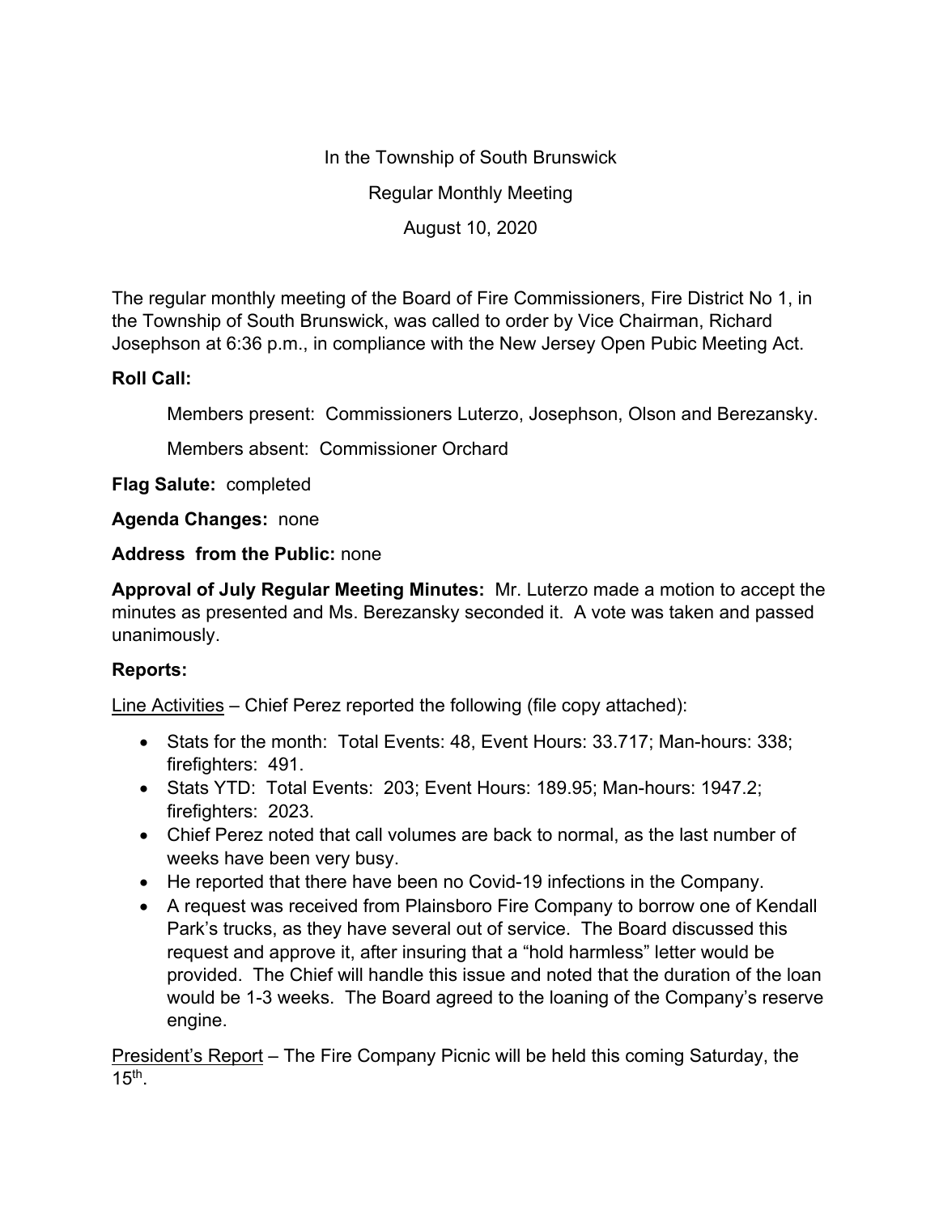In the Township of South Brunswick

Regular Monthly Meeting

August 10, 2020

The regular monthly meeting of the Board of Fire Commissioners, Fire District No 1, in the Township of South Brunswick, was called to order by Vice Chairman, Richard Josephson at 6:36 p.m., in compliance with the New Jersey Open Pubic Meeting Act.

**Roll Call:**

Members present: Commissioners Luterzo, Josephson, Olson and Berezansky.

Members absent: Commissioner Orchard

**Flag Salute:** completed

**Agenda Changes:** none

**Address from the Public:** none

**Approval of July Regular Meeting Minutes:** Mr. Luterzo made a motion to accept the minutes as presented and Ms. Berezansky seconded it. A vote was taken and passed unanimously.

**Reports:**

Line Activities – Chief Perez reported the following (file copy attached):

- Stats for the month: Total Events: 48, Event Hours: 33.717; Man-hours: 338; firefighters: 491.
- Stats YTD: Total Events: 203; Event Hours: 189.95; Man-hours: 1947.2; firefighters: 2023.
- Chief Perez noted that call volumes are back to normal, as the last number of weeks have been very busy.
- He reported that there have been no Covid-19 infections in the Company.
- A request was received from Plainsboro Fire Company to borrow one of Kendall Park's trucks, as they have several out of service. The Board discussed this request and approve it, after insuring that a "hold harmless" letter would be provided. The Chief will handle this issue and noted that the duration of the loan would be 1-3 weeks. The Board agreed to the loaning of the Company's reserve engine.

President's Report – The Fire Company Picnic will be held this coming Saturday, the 15th.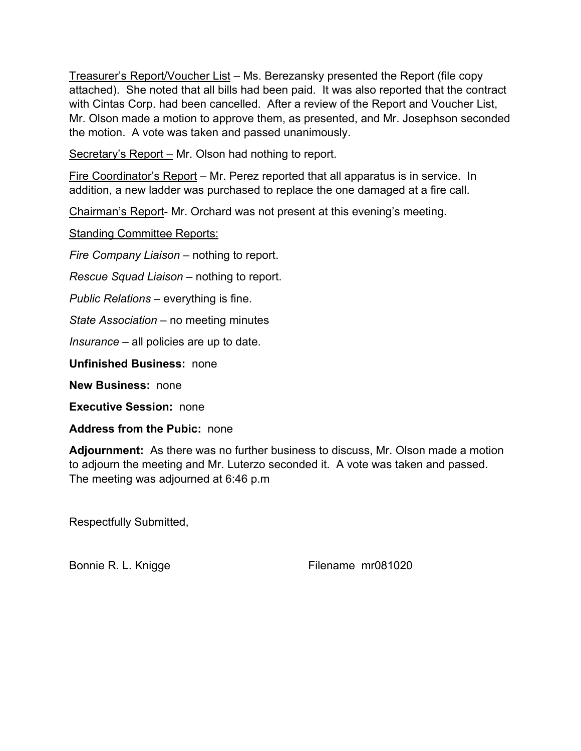Treasurer's Report/Voucher List – Ms. Berezansky presented the Report (file copy attached). She noted that all bills had been paid. It was also reported that the contract with Cintas Corp. had been cancelled. After a review of the Report and Voucher List, Mr. Olson made a motion to approve them, as presented, and Mr. Josephson seconded the motion. A vote was taken and passed unanimously.

Secretary's Report – Mr. Olson had nothing to report.

Fire Coordinator's Report – Mr. Perez reported that all apparatus is in service. In addition, a new ladder was purchased to replace the one damaged at a fire call.

Chairman's Report- Mr. Orchard was not present at this evening's meeting.

Standing Committee Reports:

*Fire Company Liaison* – nothing to report.

*Rescue Squad Liaison* – nothing to report.

*Public Relations* – everything is fine.

*State Association* – no meeting minutes

*Insurance* – all policies are up to date.

**Unfinished Business:** none

**New Business:** none

**Executive Session:** none

**Address from the Pubic:** none

**Adjournment:** As there was no further business to discuss, Mr. Olson made a motion to adjourn the meeting and Mr. Luterzo seconded it. A vote was taken and passed. The meeting was adjourned at 6:46 p.m

Respectfully Submitted,

Bonnie R. L. Knigge

Filename mr081020